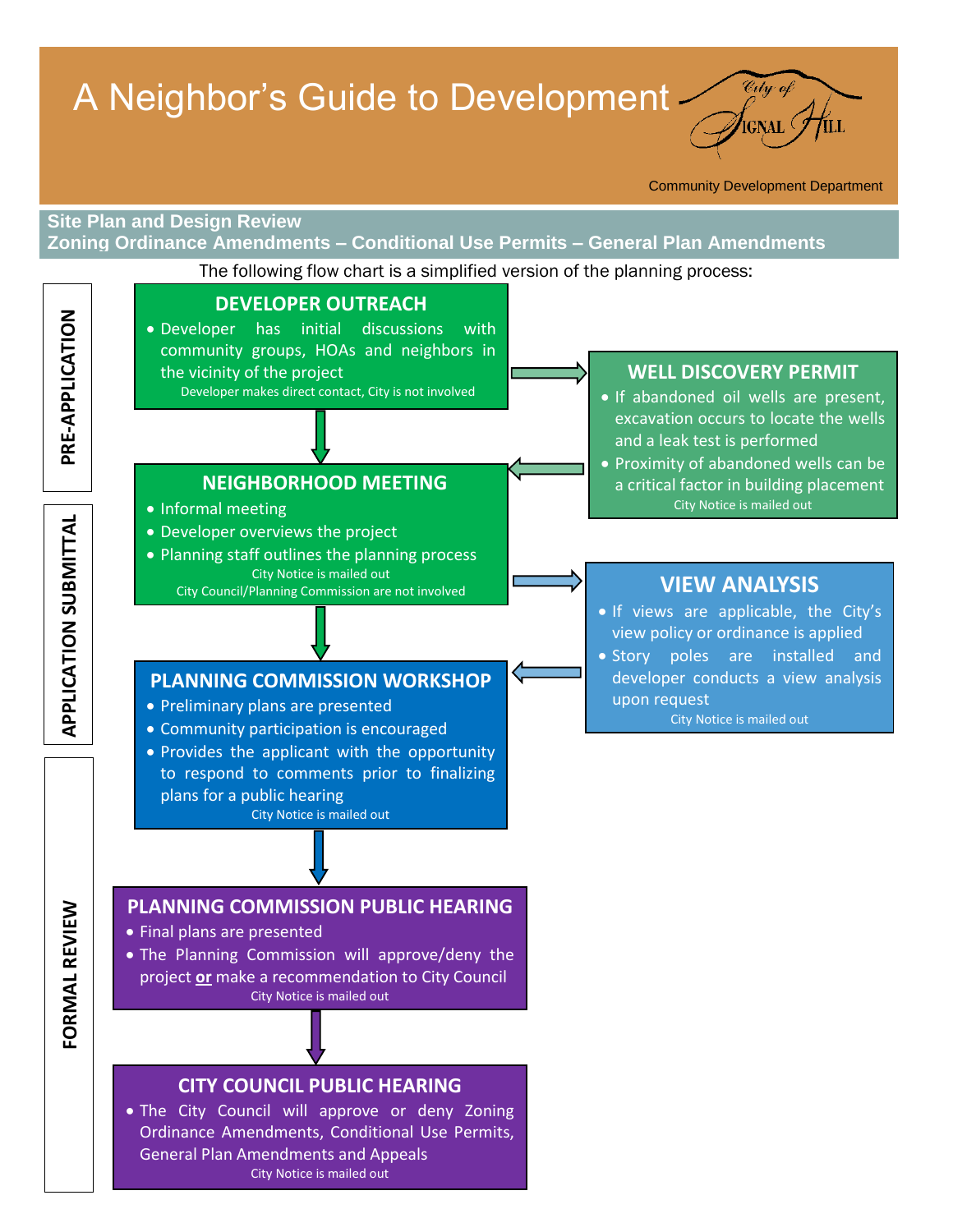# A Neighbor's Guide to Development

City of Signal Hill

Community Development Department

## Site Plan and Design Review
## Zoning Ordinance Amendments – Conditional Use Permits – General Plan Amendments

The following flow chart is a simplified version of the planning process:

## PRE-APPLICATION

### DEVELOPER OUTREACH

- Developer has initial discussions with community groups, HOAs and neighbors in the vicinity of the project

Developer makes direct contact, City is not involved

### WELL DISCOVERY PERMIT

- If abandoned oil wells are present, excavation occurs to locate the wells and a leak test is performed
- Proximity of abandoned wells can be a critical factor in building placement

City Notice is mailed out

## APPLICATION SUBMITTAL

### NEIGHBORHOOD MEETING

- Informal meeting
- Developer overviews the project
- Planning staff outlines the planning process

City Notice is mailed out
City Council/Planning Commission are not involved

### VIEW ANALYSIS

- If views are applicable, the City's view policy or ordinance is applied
- Story poles are installed and developer conducts a view analysis upon request

City Notice is mailed out

### PLANNING COMMISSION WORKSHOP

- Preliminary plans are presented
- Community participation is encouraged
- Provides the applicant with the opportunity to respond to comments prior to finalizing plans for a public hearing

City Notice is mailed out

## FORMAL REVIEW

### PLANNING COMMISSION PUBLIC HEARING

- Final plans are presented
- The Planning Commission will approve/deny the project **or** make a recommendation to City Council

City Notice is mailed out

### CITY COUNCIL PUBLIC HEARING

- The City Council will approve or deny Zoning Ordinance Amendments, Conditional Use Permits, General Plan Amendments and Appeals

City Notice is mailed out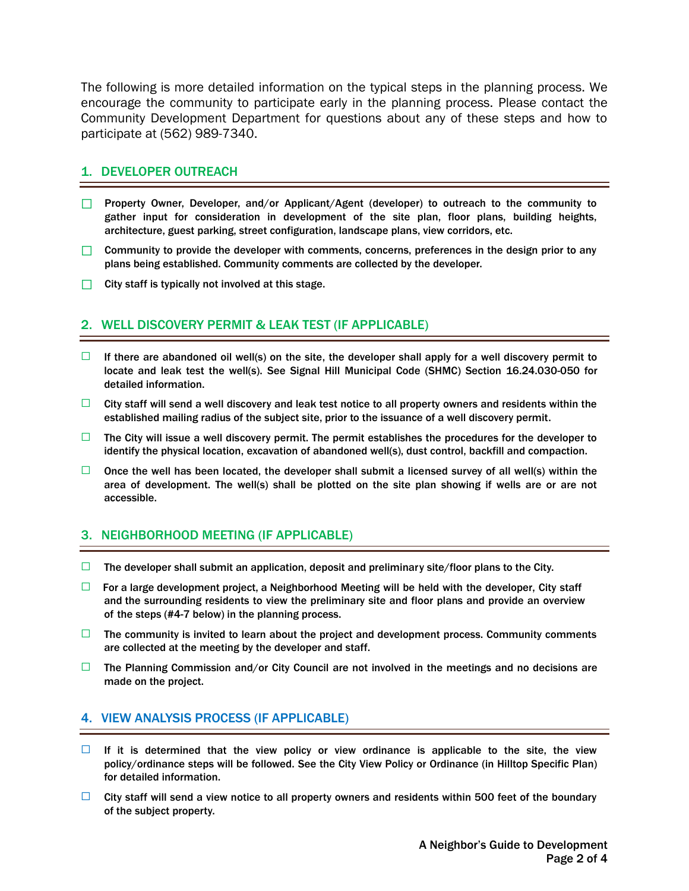The following is more detailed information on the typical steps in the planning process. We encourage the community to participate early in the planning process. Please contact the Community Development Department for questions about any of these steps and how to participate at (562) 989-7340.

## 1. DEVELOPER OUTREACH

- ☐ **Property Owner, Developer, and/or Applicant/Agent (developer) to outreach to the community to gather input for consideration in development of the site plan, floor plans, building heights, architecture, guest parking, street configuration, landscape plans, view corridors, etc.**
- ☐ **Community to provide the developer with comments, concerns, preferences in the design prior to any plans being established. Community comments are collected by the developer.**
- ☐ **City staff is typically not involved at this stage.**

## 2. WELL DISCOVERY PERMIT & LEAK TEST (IF APPLICABLE)

- ☐ **If there are abandoned oil well(s) on the site, the developer shall apply for a well discovery permit to locate and leak test the well(s). See Signal Hill Municipal Code (SHMC) Section 16.24.030-050 for detailed information.**
- ☐ **City staff will send a well discovery and leak test notice to all property owners and residents within the established mailing radius of the subject site, prior to the issuance of a well discovery permit.**
- ☐ **The City will issue a well discovery permit. The permit establishes the procedures for the developer to identify the physical location, excavation of abandoned well(s), dust control, backfill and compaction.**
- ☐ **Once the well has been located, the developer shall submit a licensed survey of all well(s) within the area of development. The well(s) shall be plotted on the site plan showing if wells are or are not accessible.**

## 3. NEIGHBORHOOD MEETING (IF APPLICABLE)

- ☐ **The developer shall submit an application, deposit and preliminary site/floor plans to the City.**
- ☐ **For a large development project, a Neighborhood Meeting will be held with the developer, City staff and the surrounding residents to view the preliminary site and floor plans and provide an overview of the steps (#4-7 below) in the planning process.**
- ☐ **The community is invited to learn about the project and development process. Community comments are collected at the meeting by the developer and staff.**
- ☐ **The Planning Commission and/or City Council are not involved in the meetings and no decisions are made on the project.**

## 4. VIEW ANALYSIS PROCESS (IF APPLICABLE)

- ☐ **If it is determined that the view policy or view ordinance is applicable to the site, the view policy/ordinance steps will be followed. See the City View Policy or Ordinance (in Hilltop Specific Plan) for detailed information.**
- ☐ **City staff will send a view notice to all property owners and residents within 500 feet of the boundary of the subject property.**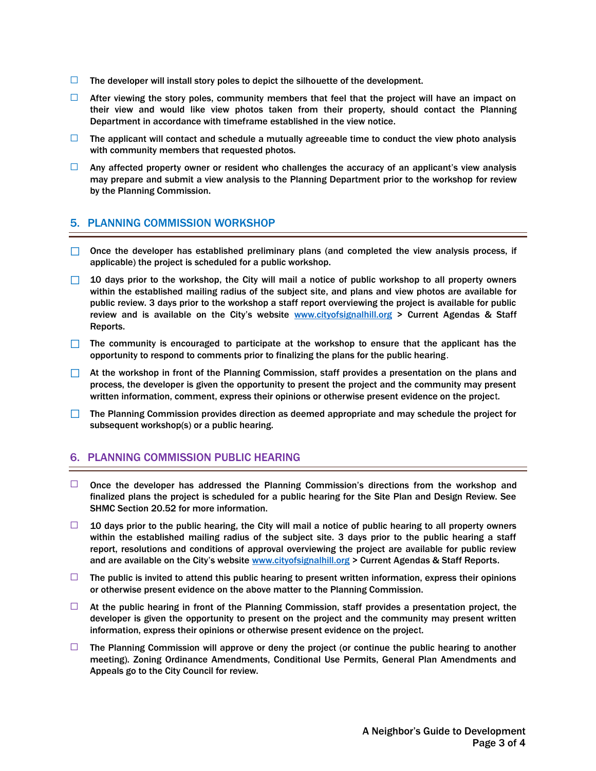- ☐ The developer will install story poles to depict the silhouette of the development.
- ☐ After viewing the story poles, community members that feel that the project will have an impact on their view and would like view photos taken from their property, should contact the Planning Department in accordance with timeframe established in the view notice.
- ☐ The applicant will contact and schedule a mutually agreeable time to conduct the view photo analysis with community members that requested photos.
- ☐ Any affected property owner or resident who challenges the accuracy of an applicant's view analysis may prepare and submit a view analysis to the Planning Department prior to the workshop for review by the Planning Commission.

## 5. PLANNING COMMISSION WORKSHOP

- ☐ Once the developer has established preliminary plans (and completed the view analysis process, if applicable) the project is scheduled for a public workshop.
- ☐ 10 days prior to the workshop, the City will mail a notice of public workshop to all property owners within the established mailing radius of the subject site, and plans and view photos are available for public review. 3 days prior to the workshop a staff report overviewing the project is available for public review and is available on the City's website www.cityofsignalhill.org > Current Agendas & Staff Reports.
- ☐ The community is encouraged to participate at the workshop to ensure that the applicant has the opportunity to respond to comments prior to finalizing the plans for the public hearing.
- ☐ At the workshop in front of the Planning Commission, staff provides a presentation on the plans and process, the developer is given the opportunity to present the project and the community may present written information, comment, express their opinions or otherwise present evidence on the project.
- ☐ The Planning Commission provides direction as deemed appropriate and may schedule the project for subsequent workshop(s) or a public hearing.

## 6. PLANNING COMMISSION PUBLIC HEARING

- ☐ Once the developer has addressed the Planning Commission's directions from the workshop and finalized plans the project is scheduled for a public hearing for the Site Plan and Design Review. See SHMC Section 20.52 for more information.
- ☐ 10 days prior to the public hearing, the City will mail a notice of public hearing to all property owners within the established mailing radius of the subject site. 3 days prior to the public hearing a staff report, resolutions and conditions of approval overviewing the project are available for public review and are available on the City's website www.cityofsignalhill.org > Current Agendas & Staff Reports.
- ☐ The public is invited to attend this public hearing to present written information, express their opinions or otherwise present evidence on the above matter to the Planning Commission.
- ☐ At the public hearing in front of the Planning Commission, staff provides a presentation project, the developer is given the opportunity to present on the project and the community may present written information, express their opinions or otherwise present evidence on the project.
- ☐ The Planning Commission will approve or deny the project (or continue the public hearing to another meeting). Zoning Ordinance Amendments, Conditional Use Permits, General Plan Amendments and Appeals go to the City Council for review.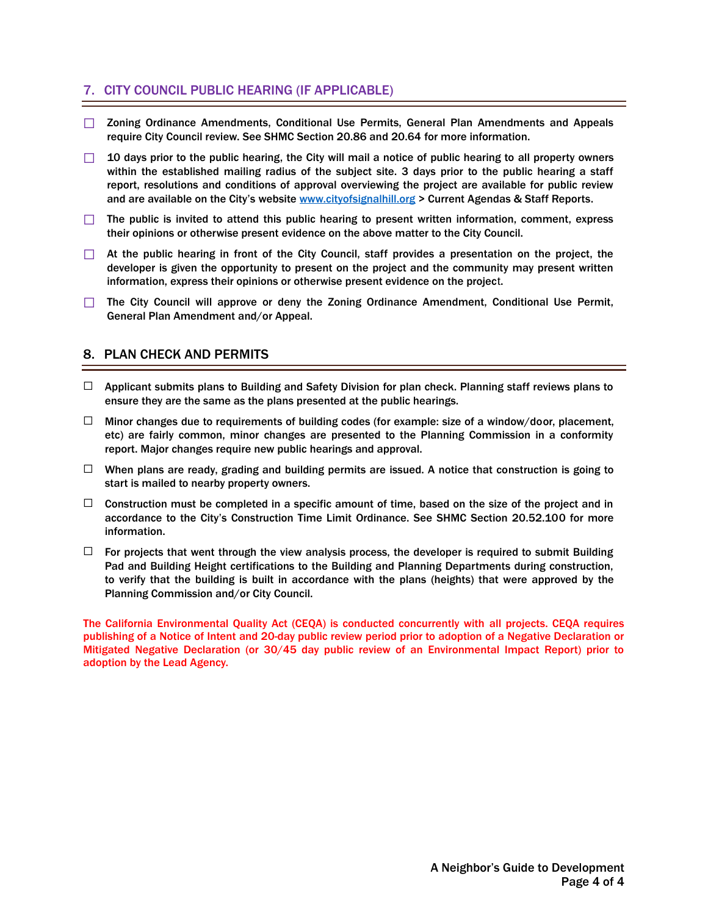## 7. CITY COUNCIL PUBLIC HEARING (IF APPLICABLE)

- ☐ Zoning Ordinance Amendments, Conditional Use Permits, General Plan Amendments and Appeals require City Council review. See SHMC Section 20.86 and 20.64 for more information.
- ☐ 10 days prior to the public hearing, the City will mail a notice of public hearing to all property owners within the established mailing radius of the subject site. 3 days prior to the public hearing a staff report, resolutions and conditions of approval overviewing the project are available for public review and are available on the City's website www.cityofsignalhill.org > Current Agendas & Staff Reports.
- ☐ The public is invited to attend this public hearing to present written information, comment, express their opinions or otherwise present evidence on the above matter to the City Council.
- ☐ At the public hearing in front of the City Council, staff provides a presentation on the project, the developer is given the opportunity to present on the project and the community may present written information, express their opinions or otherwise present evidence on the project.
- ☐ The City Council will approve or deny the Zoning Ordinance Amendment, Conditional Use Permit, General Plan Amendment and/or Appeal.

## 8. PLAN CHECK AND PERMITS

- ☐ Applicant submits plans to Building and Safety Division for plan check. Planning staff reviews plans to ensure they are the same as the plans presented at the public hearings.
- ☐ Minor changes due to requirements of building codes (for example: size of a window/door, placement, etc) are fairly common, minor changes are presented to the Planning Commission in a conformity report. Major changes require new public hearings and approval.
- ☐ When plans are ready, grading and building permits are issued. A notice that construction is going to start is mailed to nearby property owners.
- ☐ Construction must be completed in a specific amount of time, based on the size of the project and in accordance to the City's Construction Time Limit Ordinance. See SHMC Section 20.52.100 for more information.
- ☐ For projects that went through the view analysis process, the developer is required to submit Building Pad and Building Height certifications to the Building and Planning Departments during construction, to verify that the building is built in accordance with the plans (heights) that were approved by the Planning Commission and/or City Council.

**The California Environmental Quality Act (CEQA) is conducted concurrently with all projects. CEQA requires publishing of a Notice of Intent and 20-day public review period prior to adoption of a Negative Declaration or Mitigated Negative Declaration (or 30/45 day public review of an Environmental Impact Report) prior to adoption by the Lead Agency.**